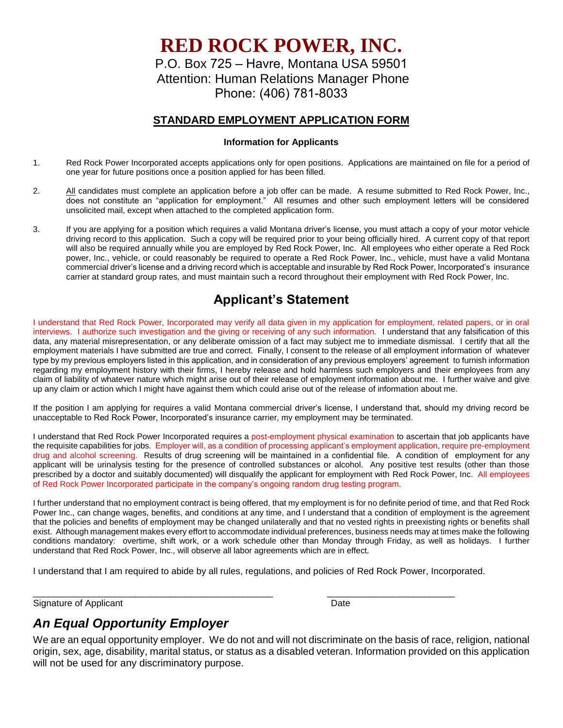# RED ROCK POWER, INC.

P.O. Box 725 – Havre, Montana USA 59501
Attention: Human Relations Manager Phone
Phone: (406) 781-8033

## STANDARD EMPLOYMENT APPLICATION FORM

**Information for Applicants**

1. Red Rock Power Incorporated accepts applications only for open positions. Applications are maintained on file for a period of one year for future positions once a position applied for has been filled.

2. All candidates must complete an application before a job offer can be made. A resume submitted to Red Rock Power, Inc., does not constitute an "application for employment." All resumes and other such employment letters will be considered unsolicited mail, except when attached to the completed application form.

3. If you are applying for a position which requires a valid Montana driver's license, you must attach a copy of your motor vehicle driving record to this application. Such a copy will be required prior to your being officially hired. A current copy of that report will also be required annually while you are employed by Red Rock Power, Inc. All employees who either operate a Red Rock power, Inc., vehicle, or could reasonably be required to operate a Red Rock Power, Inc., vehicle, must have a valid Montana commercial driver's license and a driving record which is acceptable and insurable by Red Rock Power, Incorporated's insurance carrier at standard group rates, and must maintain such a record throughout their employment with Red Rock Power, Inc.

## Applicant's Statement

I understand that Red Rock Power, Incorporated may verify all data given in my application for employment, related papers, or in oral interviews. I authorize such investigation and the giving or receiving of any such information. I understand that any falsification of this data, any material misrepresentation, or any deliberate omission of a fact may subject me to immediate dismissal. I certify that all the employment materials I have submitted are true and correct. Finally, I consent to the release of all employment information of whatever type by my previous employers listed in this application, and in consideration of any previous employers' agreement to furnish information regarding my employment history with their firms, I hereby release and hold harmless such employers and their employees from any claim of liability of whatever nature which might arise out of their release of employment information about me. I further waive and give up any claim or action which I might have against them which could arise out of the release of information about me.

If the position I am applying for requires a valid Montana commercial driver's license, I understand that, should my driving record be unacceptable to Red Rock Power, Incorporated's insurance carrier, my employment may be terminated.

I understand that Red Rock Power Incorporated requires a post-employment physical examination to ascertain that job applicants have the requisite capabilities for jobs. Employer will, as a condition of processing applicant's employment application, require pre-employment drug and alcohol screening. Results of drug screening will be maintained in a confidential file. A condition of employment for any applicant will be urinalysis testing for the presence of controlled substances or alcohol. Any positive test results (other than those prescribed by a doctor and suitably documented) will disqualify the applicant for employment with Red Rock Power, Inc. All employees of Red Rock Power Incorporated participate in the company's ongoing random drug testing program.

I further understand that no employment contract is being offered, that my employment is for no definite period of time, and that Red Rock Power Inc., can change wages, benefits, and conditions at any time, and I understand that a condition of employment is the agreement that the policies and benefits of employment may be changed unilaterally and that no vested rights in preexisting rights or benefits shall exist. Although management makes every effort to accommodate individual preferences, business needs may at times make the following conditions mandatory: overtime, shift work, or a work schedule other than Monday through Friday, as well as holidays. I further understand that Red Rock Power, Inc., will observe all labor agreements which are in effect.

I understand that I am required to abide by all rules, regulations, and policies of Red Rock Power, Incorporated.

_______________________________________________ ________________________
Signature of Applicant Date

## *An Equal Opportunity Employer*

We are an equal opportunity employer. We do not and will not discriminate on the basis of race, religion, national origin, sex, age, disability, marital status, or status as a disabled veteran. Information provided on this application will not be used for any discriminatory purpose.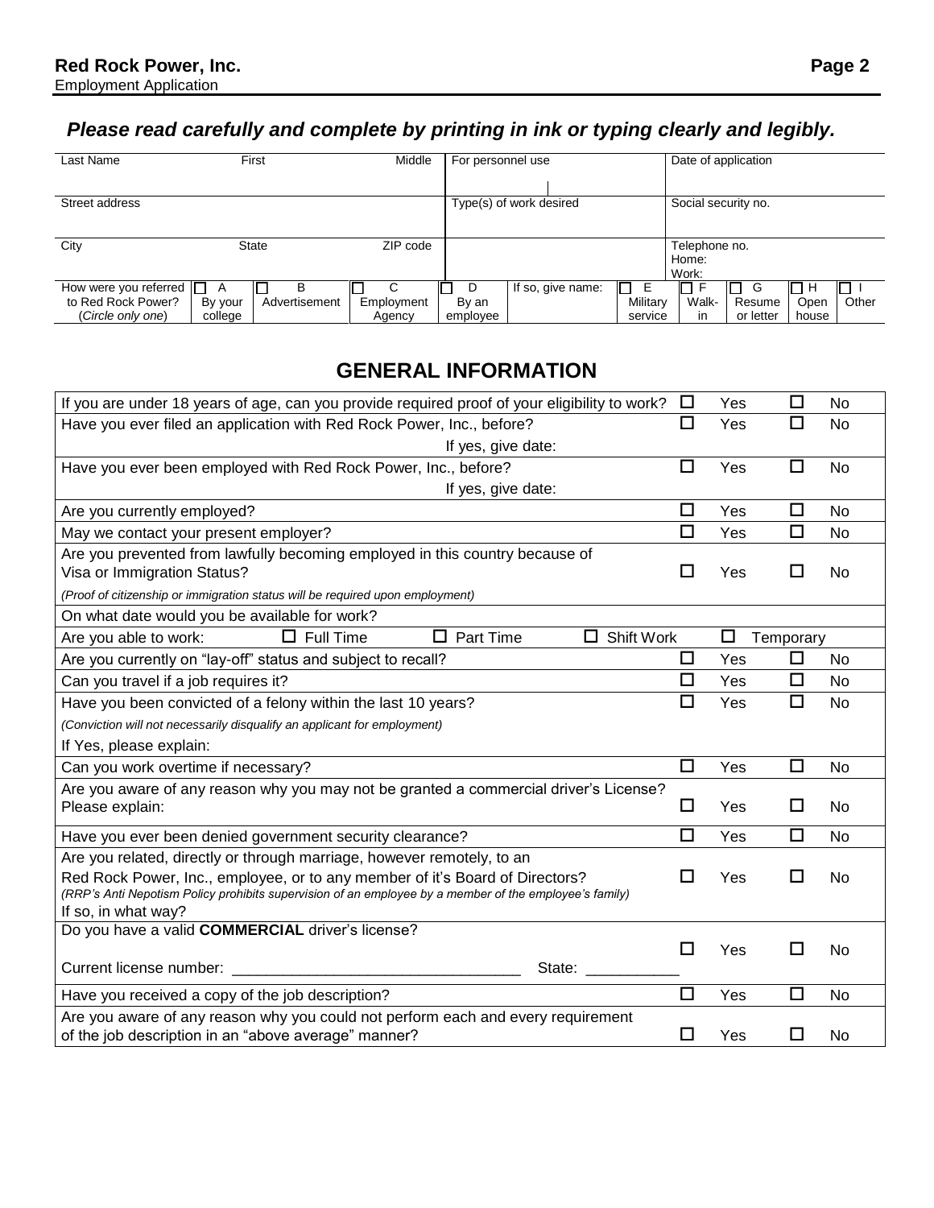**Red Rock Power, Inc.**
Employment Application

***Please read carefully and complete by printing in ink or typing clearly and legibly.***

| Last Name | First | Middle | For personnel use | | Date of application |
|---|---|---|---|---|---|
| Street address | | | Type(s) of work desired | | Social security no. |
| City | State | ZIP code | | | Telephone no. Home: Work: |

| How were you referred to Red Rock Power? (*Circle only one*) | ☐ A By your college | ☐ B Advertisement | ☐ C Employment Agency | ☐ D By an employee | If so, give name: | ☐ E Military service | ☐ F Walk-in | ☐ G Resume or letter | ☐ H Open house | ☐ I Other |
|---|---|---|---|---|---|---|---|---|---|---|

## GENERAL INFORMATION

| Question | | |
|---|---|---|
| If you are under 18 years of age, can you provide required proof of your eligibility to work? | ☐ Yes | ☐ No |
| Have you ever filed an application with Red Rock Power, Inc., before? If yes, give date: | ☐ Yes | ☐ No |
| Have you ever been employed with Red Rock Power, Inc., before? If yes, give date: | ☐ Yes | ☐ No |
| Are you currently employed? | ☐ Yes | ☐ No |
| May we contact your present employer? | ☐ Yes | ☐ No |
| Are you prevented from lawfully becoming employed in this country because of Visa or Immigration Status? *(Proof of citizenship or immigration status will be required upon employment)* | ☐ Yes | ☐ No |
| On what date would you be available for work? | | |
| Are you able to work: ☐ Full Time ☐ Part Time ☐ Shift Work ☐ Temporary | | |
| Are you currently on "lay-off" status and subject to recall? | ☐ Yes | ☐ No |
| Can you travel if a job requires it? | ☐ Yes | ☐ No |
| Have you been convicted of a felony within the last 10 years? *(Conviction will not necessarily disqualify an applicant for employment)* If Yes, please explain: | ☐ Yes | ☐ No |
| Can you work overtime if necessary? | ☐ Yes | ☐ No |
| Are you aware of any reason why you may not be granted a commercial driver's License? Please explain: | ☐ Yes | ☐ No |
| Have you ever been denied government security clearance? | ☐ Yes | ☐ No |
| Are you related, directly or through marriage, however remotely, to an Red Rock Power, Inc., employee, or to any member of it's Board of Directors? *(RRP's Anti Nepotism Policy prohibits supervision of an employee by a member of the employee's family)* If so, in what way? | ☐ Yes | ☐ No |
| Do you have a valid **COMMERCIAL** driver's license? Current license number: ______________________ State: ___________ | ☐ Yes | ☐ No |
| Have you received a copy of the job description? | ☐ Yes | ☐ No |
| Are you aware of any reason why you could not perform each and every requirement of the job description in an "above average" manner? | ☐ Yes | ☐ No |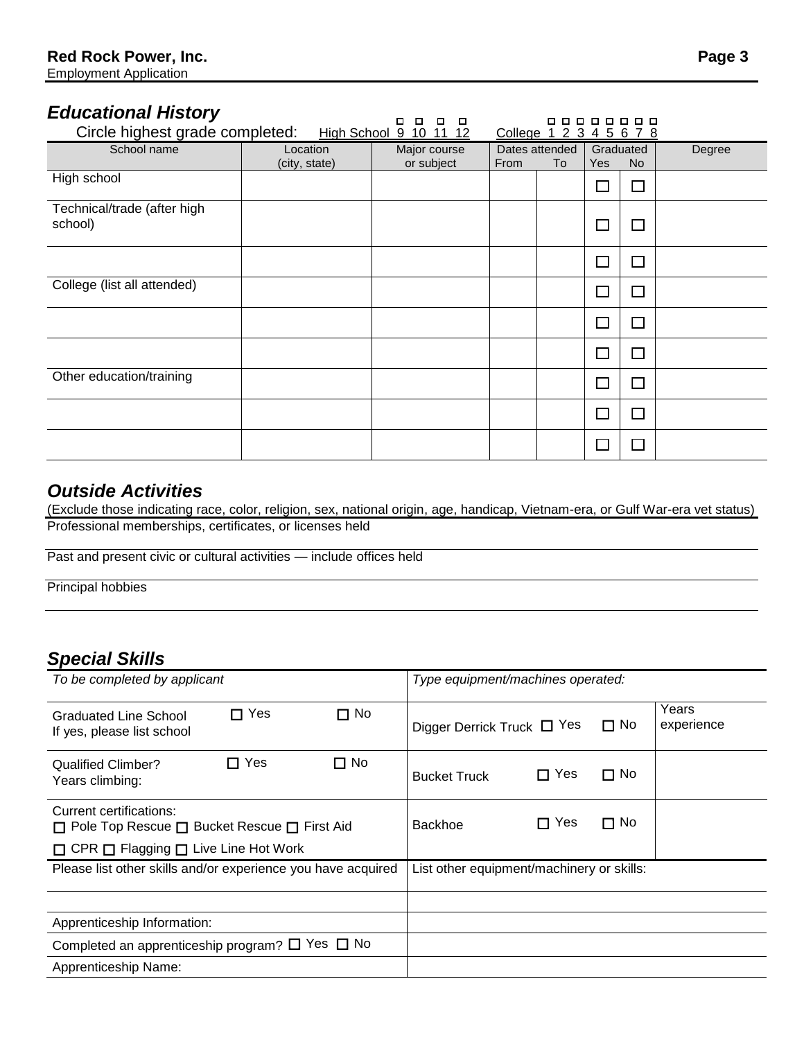## *Educational History*

Circle highest grade completed: High School ☐ 9 ☐ 10 ☐ 11 ☐ 12 College ☐ 1 ☐ 2 ☐ 3 ☐ 4 ☐ 5 ☐ 6 ☐ 7 ☐ 8

| School name | Location (city, state) | Major course or subject | Dates attended | | Graduated | | Degree |
|---|---|---|---|---|---|---|---|
| | | | From | To | Yes | No | |
| High school | | | | | ☐ | ☐ | |
| Technical/trade (after high school) | | | | | ☐ | ☐ | |
| | | | | | ☐ | ☐ | |
| College (list all attended) | | | | | ☐ | ☐ | |
| | | | | | ☐ | ☐ | |
| | | | | | ☐ | ☐ | |
| Other education/training | | | | | ☐ | ☐ | |
| | | | | | ☐ | ☐ | |
| | | | | | ☐ | ☐ | |

## *Outside Activities*

(Exclude those indicating race, color, religion, sex, national origin, age, handicap, Vietnam-era, or Gulf War-era vet status)

Professional memberships, certificates, or licenses held

Past and present civic or cultural activities — include offices held

Principal hobbies

## *Special Skills*

| *To be completed by applicant* | *Type equipment/machines operated:* | | | Years experience |
|---|---|---|---|---|
| Graduated Line School ☐ Yes ☐ No<br>If yes, please list school | Digger Derrick Truck | ☐ Yes | ☐ No | |
| Qualified Climber? ☐ Yes ☐ No<br>Years climbing: | Bucket Truck | ☐ Yes | ☐ No | |
| Current certifications:<br>☐ Pole Top Rescue ☐ Bucket Rescue ☐ First Aid<br>☐ CPR ☐ Flagging ☐ Live Line Hot Work | Backhoe | ☐ Yes | ☐ No | |
| Please list other skills and/or experience you have acquired | List other equipment/machinery or skills: | | | |
| | | | | |
| Apprenticeship Information: | | | | |
| Completed an apprenticeship program? ☐ Yes ☐ No | | | | |
| Apprenticeship Name: | | | | |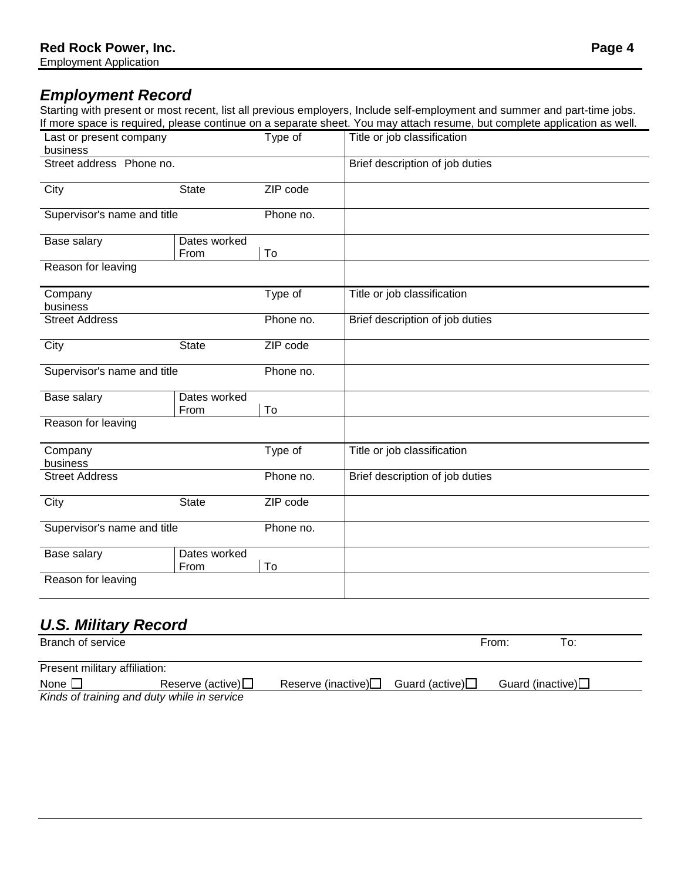## *Employment Record*

Starting with present or most recent, list all previous employers, Include self-employment and summer and part-time jobs. If more space is required, please continue on a separate sheet. You may attach resume, but complete application as well.

| Last or present company | | Type of business | Title or job classification |
|---|---|---|---|
| Street address Phone no. | | | Brief description of job duties |
| City | State | ZIP code | |
| Supervisor's name and title | | Phone no. | |
| Base salary | Dates worked From | To | |
| Reason for leaving | | | |

| Company | | Type of business | Title or job classification |
|---|---|---|---|
| Street Address | | Phone no. | Brief description of job duties |
| City | State | ZIP code | |
| Supervisor's name and title | | Phone no. | |
| Base salary | Dates worked From | To | |
| Reason for leaving | | | |

| Company | | Type of business | Title or job classification |
|---|---|---|---|
| Street Address | | Phone no. | Brief description of job duties |
| City | State | ZIP code | |
| Supervisor's name and title | | Phone no. | |
| Base salary | Dates worked From | To | |
| Reason for leaving | | | |

## *U.S. Military Record*

Branch of service From: To:

Present military affiliation:

None ☐ Reserve (active) ☐ Reserve (inactive) ☐ Guard (active) ☐ Guard (inactive) ☐

*Kinds of training and duty while in service*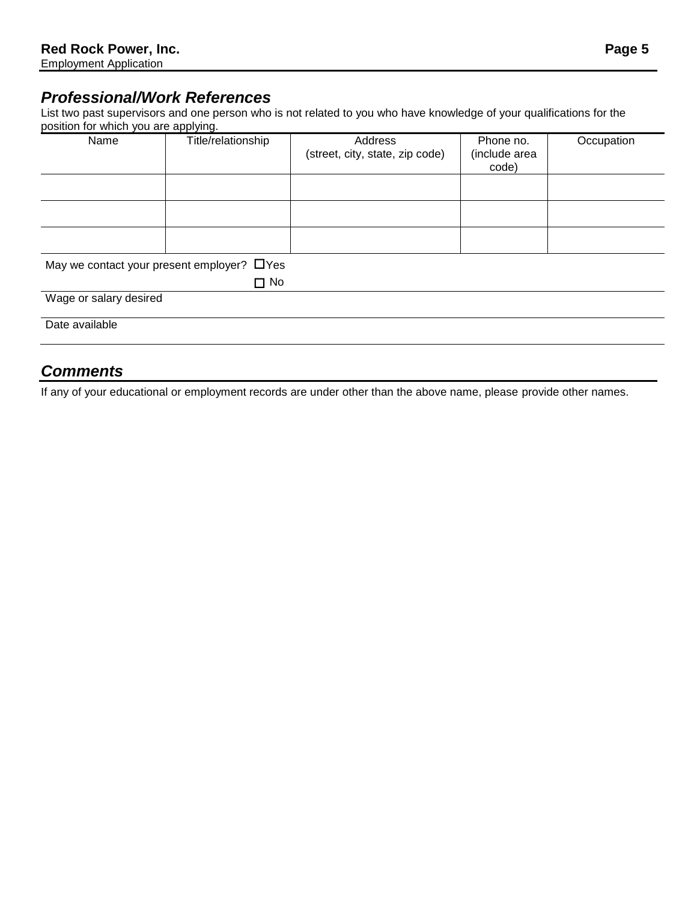## *Professional/Work References*

List two past supervisors and one person who is not related to you who have knowledge of your qualifications for the position for which you are applying.

| Name | Title/relationship | Address (street, city, state, zip code) | Phone no. (include area code) | Occupation |
|---|---|---|---|---|
| | | | | |
| | | | | |
| | | | | |

May we contact your present employer? ☐ Yes ☐ No

Wage or salary desired

Date available

## *Comments*

If any of your educational or employment records are under other than the above name, please provide other names.